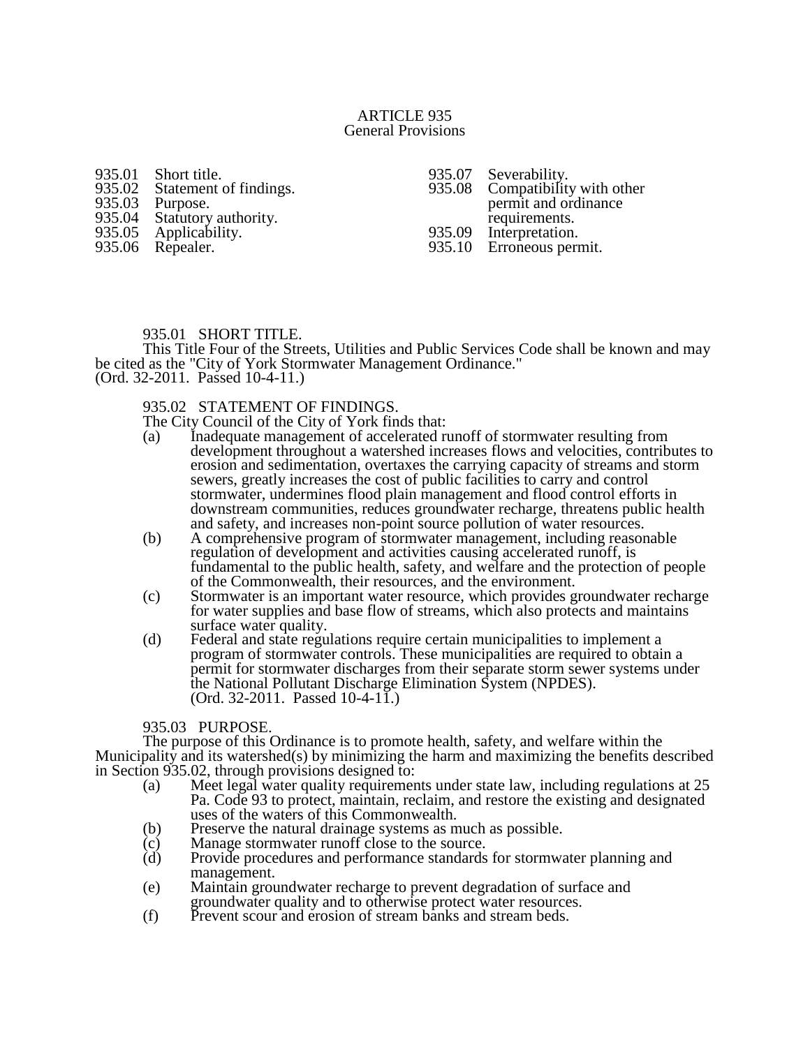# ARTICLE 935
## General Provisions

| | | | |
|---|---|---|---|
| 935.01 | Short title. | 935.07 | Severability. |
| 935.02 | Statement of findings. | 935.08 | Compatibility with other permit and ordinance requirements. |
| 935.03 | Purpose. | 935.09 | Interpretation. |
| 935.04 | Statutory authority. | 935.10 | Erroneous permit. |
| 935.05 | Applicability. | | |
| 935.06 | Repealer. | | |

### 935.01 SHORT TITLE.

This Title Four of the Streets, Utilities and Public Services Code shall be known and may be cited as the "City of York Stormwater Management Ordinance."
(Ord. 32-2011. Passed 10-4-11.)

### 935.02 STATEMENT OF FINDINGS.

The City Council of the City of York finds that:

(a) Inadequate management of accelerated runoff of stormwater resulting from development throughout a watershed increases flows and velocities, contributes to erosion and sedimentation, overtaxes the carrying capacity of streams and storm sewers, greatly increases the cost of public facilities to carry and control stormwater, undermines flood plain management and flood control efforts in downstream communities, reduces groundwater recharge, threatens public health and safety, and increases non-point source pollution of water resources.

(b) A comprehensive program of stormwater management, including reasonable regulation of development and activities causing accelerated runoff, is fundamental to the public health, safety, and welfare and the protection of people of the Commonwealth, their resources, and the environment.

(c) Stormwater is an important water resource, which provides groundwater recharge for water supplies and base flow of streams, which also protects and maintains surface water quality.

(d) Federal and state regulations require certain municipalities to implement a program of stormwater controls. These municipalities are required to obtain a permit for stormwater discharges from their separate storm sewer systems under the National Pollutant Discharge Elimination System (NPDES).
(Ord. 32-2011. Passed 10-4-11.)

### 935.03 PURPOSE.

The purpose of this Ordinance is to promote health, safety, and welfare within the Municipality and its watershed(s) by minimizing the harm and maximizing the benefits described in Section 935.02, through provisions designed to:

(a) Meet legal water quality requirements under state law, including regulations at 25 Pa. Code 93 to protect, maintain, reclaim, and restore the existing and designated uses of the waters of this Commonwealth.

(b) Preserve the natural drainage systems as much as possible.

(c) Manage stormwater runoff close to the source.

(d) Provide procedures and performance standards for stormwater planning and management.

(e) Maintain groundwater recharge to prevent degradation of surface and groundwater quality and to otherwise protect water resources.

(f) Prevent scour and erosion of stream banks and stream beds.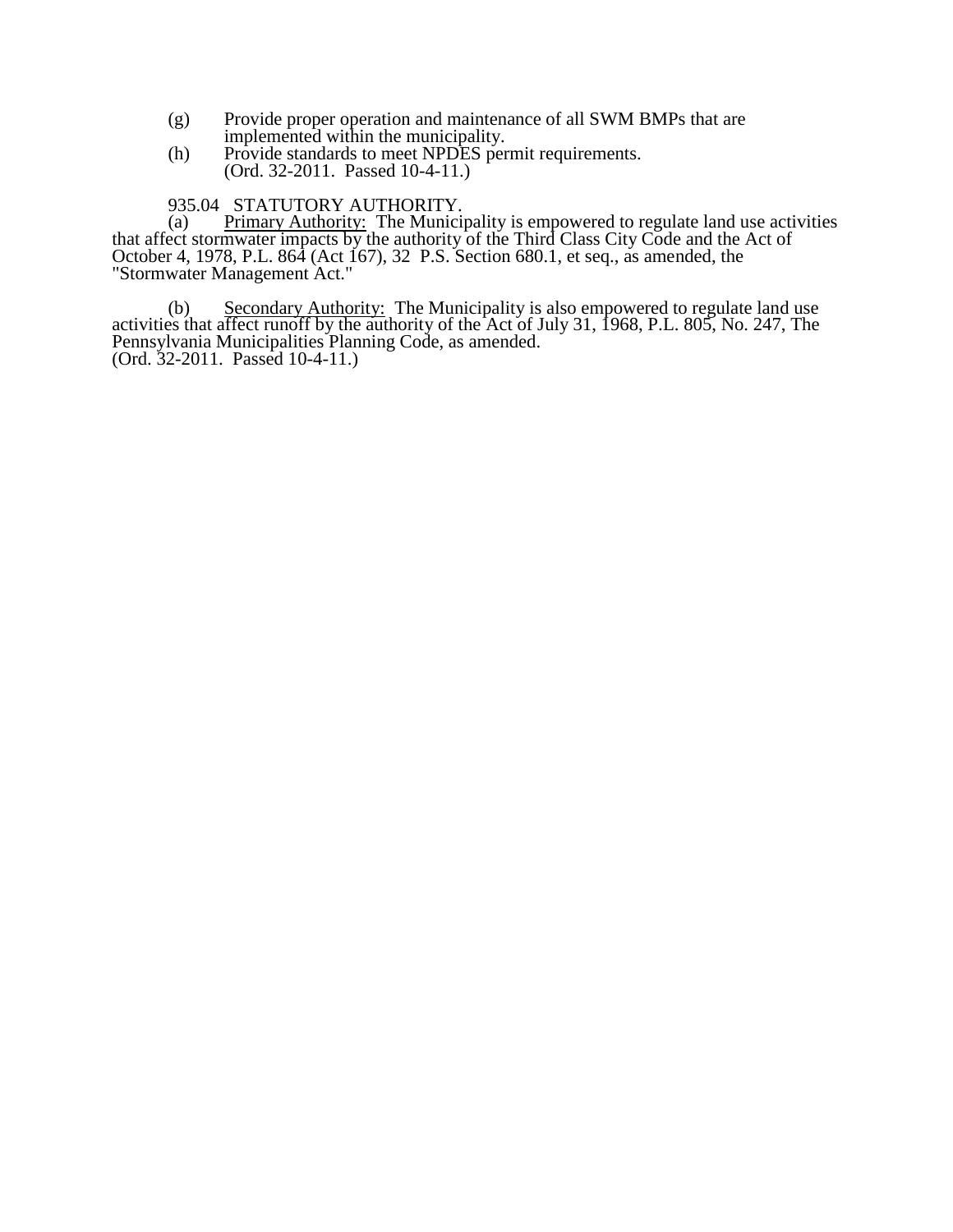(g) Provide proper operation and maintenance of all SWM BMPs that are implemented within the municipality.

(h) Provide standards to meet NPDES permit requirements.
(Ord. 32-2011. Passed 10-4-11.)

## 935.04 STATUTORY AUTHORITY.

(a) Primary Authority: The Municipality is empowered to regulate land use activities that affect stormwater impacts by the authority of the Third Class City Code and the Act of October 4, 1978, P.L. 864 (Act 167), 32 P.S. Section 680.1, et seq., as amended, the "Stormwater Management Act."

(b) Secondary Authority: The Municipality is also empowered to regulate land use activities that affect runoff by the authority of the Act of July 31, 1968, P.L. 805, No. 247, The Pennsylvania Municipalities Planning Code, as amended.
(Ord. 32-2011. Passed 10-4-11.)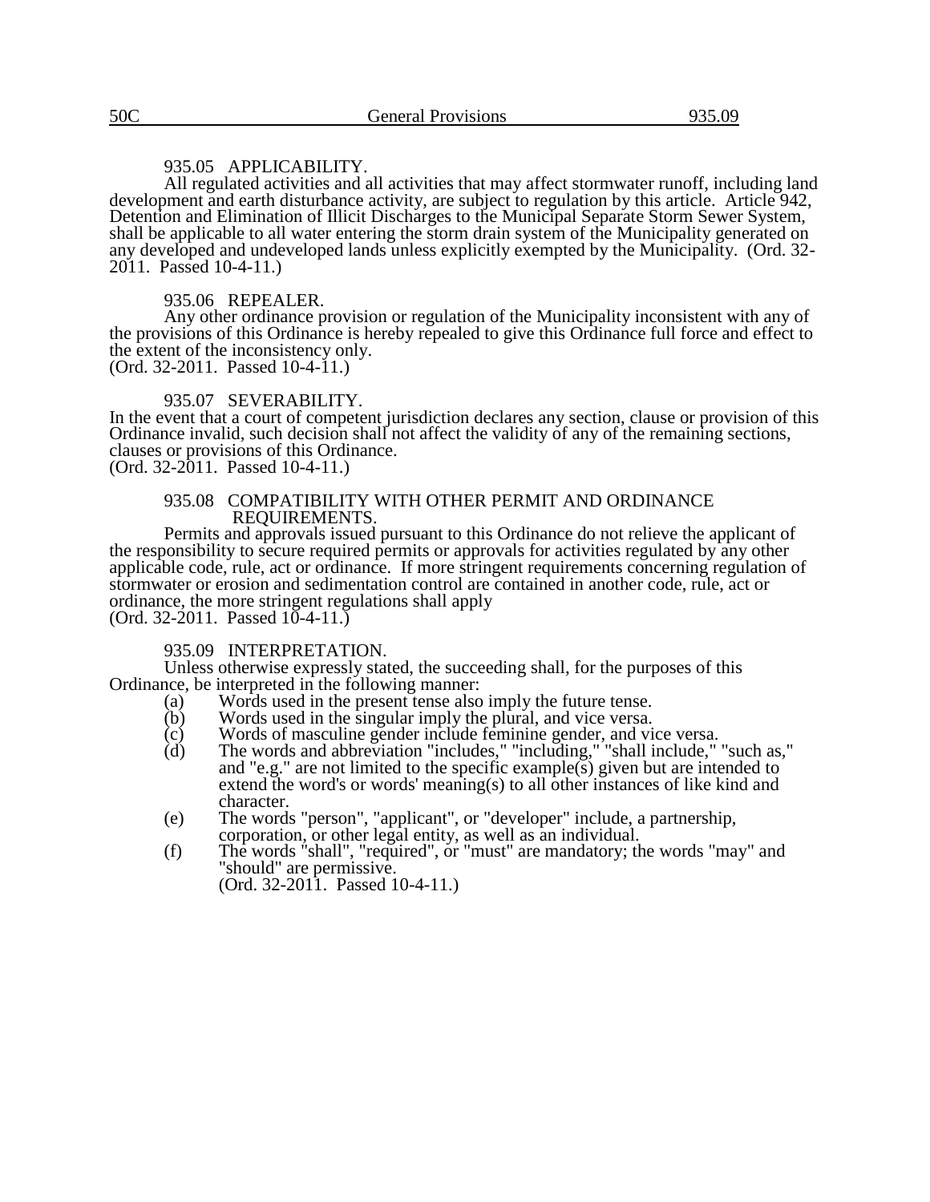### 935.05 APPLICABILITY.

All regulated activities and all activities that may affect stormwater runoff, including land development and earth disturbance activity, are subject to regulation by this article. Article 942, Detention and Elimination of Illicit Discharges to the Municipal Separate Storm Sewer System, shall be applicable to all water entering the storm drain system of the Municipality generated on any developed and undeveloped lands unless explicitly exempted by the Municipality. (Ord. 32-2011. Passed 10-4-11.)

### 935.06 REPEALER.

Any other ordinance provision or regulation of the Municipality inconsistent with any of the provisions of this Ordinance is hereby repealed to give this Ordinance full force and effect to the extent of the inconsistency only.
(Ord. 32-2011. Passed 10-4-11.)

### 935.07 SEVERABILITY.

In the event that a court of competent jurisdiction declares any section, clause or provision of this Ordinance invalid, such decision shall not affect the validity of any of the remaining sections, clauses or provisions of this Ordinance.
(Ord. 32-2011. Passed 10-4-11.)

### 935.08 COMPATIBILITY WITH OTHER PERMIT AND ORDINANCE REQUIREMENTS.

Permits and approvals issued pursuant to this Ordinance do not relieve the applicant of the responsibility to secure required permits or approvals for activities regulated by any other applicable code, rule, act or ordinance. If more stringent requirements concerning regulation of stormwater or erosion and sedimentation control are contained in another code, rule, act or ordinance, the more stringent regulations shall apply
(Ord. 32-2011. Passed 10-4-11.)

### 935.09 INTERPRETATION.

Unless otherwise expressly stated, the succeeding shall, for the purposes of this Ordinance, be interpreted in the following manner:

(a) Words used in the present tense also imply the future tense.

(b) Words used in the singular imply the plural, and vice versa.

(c) Words of masculine gender include feminine gender, and vice versa.

(d) The words and abbreviation "includes," "including," "shall include," "such as," and "e.g." are not limited to the specific example(s) given but are intended to extend the word's or words' meaning(s) to all other instances of like kind and character.

(e) The words "person", "applicant", or "developer" include, a partnership, corporation, or other legal entity, as well as an individual.

(f) The words "shall", "required", or "must" are mandatory; the words "may" and "should" are permissive.
(Ord. 32-2011. Passed 10-4-11.)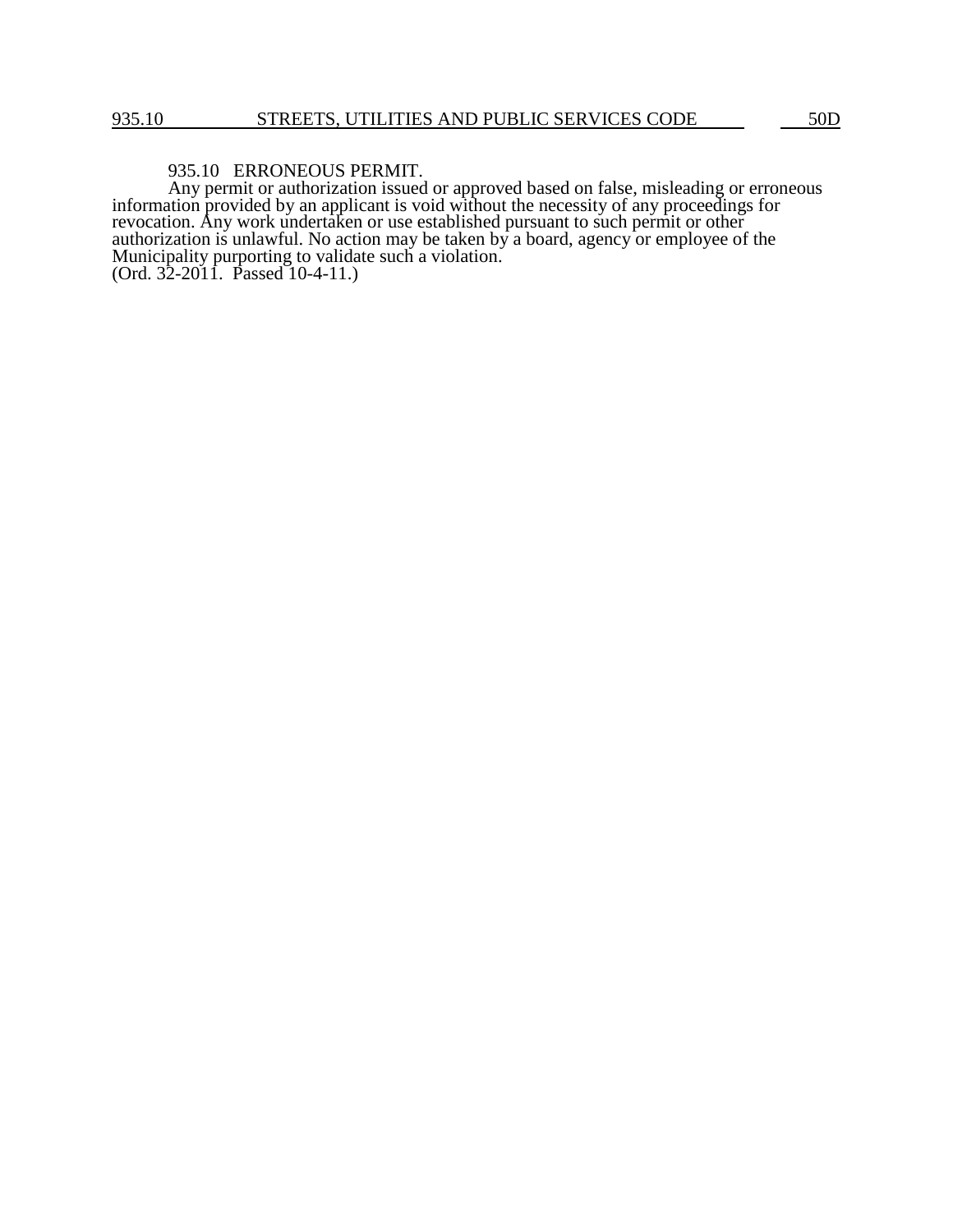### 935.10 ERRONEOUS PERMIT.

Any permit or authorization issued or approved based on false, misleading or erroneous information provided by an applicant is void without the necessity of any proceedings for revocation. Any work undertaken or use established pursuant to such permit or other authorization is unlawful. No action may be taken by a board, agency or employee of the Municipality purporting to validate such a violation.
(Ord. 32-2011. Passed 10-4-11.)